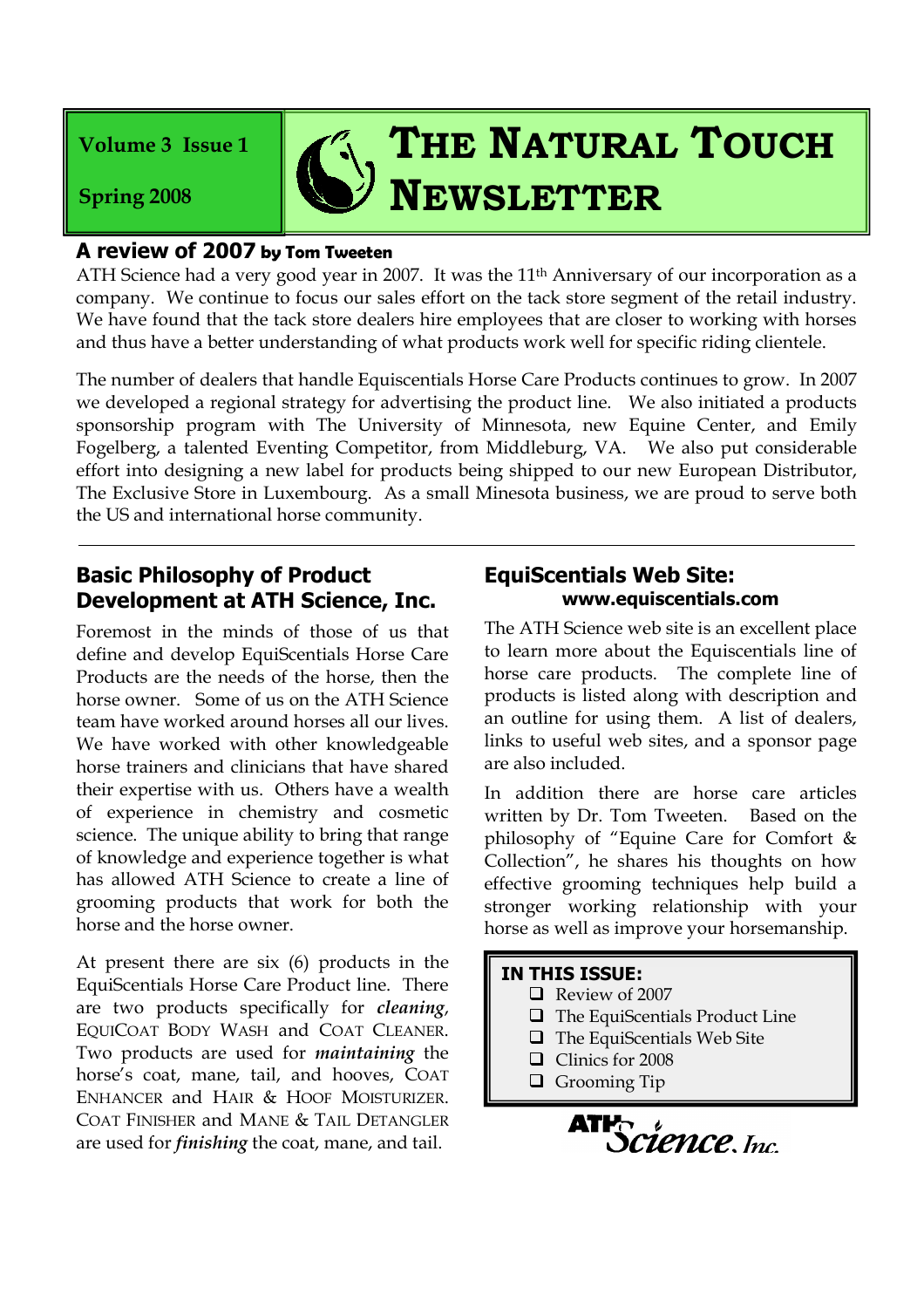Volume 3 Issue 1

Spring 2008

# THE NATURAL TOUCH NEWSLETTER

## A review of 2007 by Tom Tweeten

ATH Science had a very good year in 2007. It was the 11th Anniversary of our incorporation as a company. We continue to focus our sales effort on the tack store segment of the retail industry. We have found that the tack store dealers hire employees that are closer to working with horses and thus have a better understanding of what products work well for specific riding clientele.

The number of dealers that handle Equiscentials Horse Care Products continues to grow. In 2007 we developed a regional strategy for advertising the product line. We also initiated a products sponsorship program with The University of Minnesota, new Equine Center, and Emily Fogelberg, a talented Eventing Competitor, from Middleburg, VA. We also put considerable effort into designing a new label for products being shipped to our new European Distributor, The Exclusive Store in Luxembourg. As a small Minesota business, we are proud to serve both the US and international horse community.

---

## Basic Philosophy of Product Development at ATH Science, Inc.

Foremost in the minds of those of us that define and develop EquiScentials Horse Care Products are the needs of the horse, then the horse owner. Some of us on the ATH Science team have worked around horses all our lives. We have worked with other knowledgeable horse trainers and clinicians that have shared their expertise with us. Others have a wealth of experience in chemistry and cosmetic science. The unique ability to bring that range of knowledge and experience together is what has allowed ATH Science to create a line of grooming products that work for both the horse and the horse owner.

At present there are six (6) products in the EquiScentials Horse Care Product line. There are two products specifically for ***cleaning***, EQUICOAT BODY WASH and COAT CLEANER. Two products are used for ***maintaining*** the horse's coat, mane, tail, and hooves, COAT ENHANCER and HAIR & HOOF MOISTURIZER. COAT FINISHER and MANE & TAIL DETANGLER are used for ***finishing*** the coat, mane, and tail.

## EquiScentials Web Site:
**www.equiscentials.com**

The ATH Science web site is an excellent place to learn more about the Equiscentials line of horse care products. The complete line of products is listed along with description and an outline for using them. A list of dealers, links to useful web sites, and a sponsor page are also included.

In addition there are horse care articles written by Dr. Tom Tweeten. Based on the philosophy of "Equine Care for Comfort & Collection", he shares his thoughts on how effective grooming techniques help build a stronger working relationship with your horse as well as improve your horsemanship.

**IN THIS ISSUE:**

- Review of 2007
- The EquiScentials Product Line
- The EquiScentials Web Site
- Clinics for 2008
- Grooming Tip

ATH Science, Inc.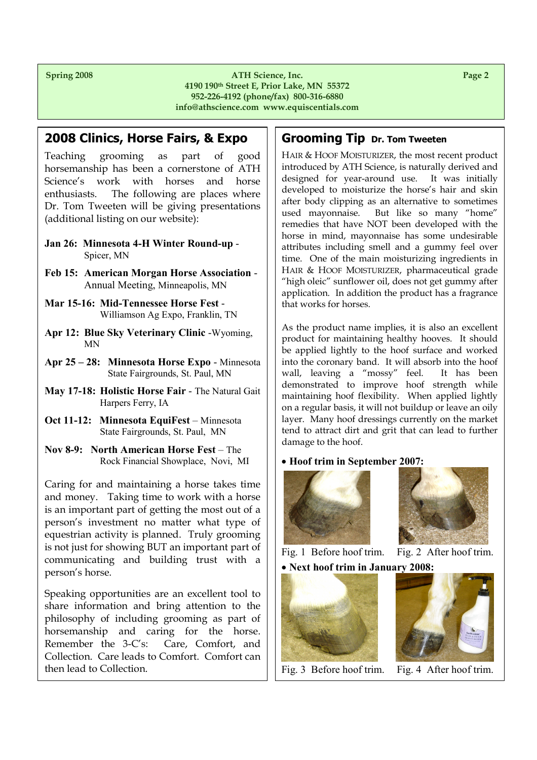## 2008 Clinics, Horse Fairs, & Expo

Teaching grooming as part of good horsemanship has been a cornerstone of ATH Science's work with horses and horse enthusiasts. The following are places where Dr. Tom Tweeten will be giving presentations (additional listing on our website):

**Jan 26: Minnesota 4-H Winter Round-up** - Spicer, MN

**Feb 15: American Morgan Horse Association** - Annual Meeting, Minneapolis, MN

**Mar 15-16: Mid-Tennessee Horse Fest** - Williamson Ag Expo, Franklin, TN

**Apr 12: Blue Sky Veterinary Clinic** -Wyoming, MN

**Apr 25 – 28: Minnesota Horse Expo** - Minnesota State Fairgrounds, St. Paul, MN

**May 17-18: Holistic Horse Fair** - The Natural Gait Harpers Ferry, IA

**Oct 11-12: Minnesota EquiFest** – Minnesota State Fairgrounds, St. Paul, MN

**Nov 8-9: North American Horse Fest** – The Rock Financial Showplace, Novi, MI

Caring for and maintaining a horse takes time and money. Taking time to work with a horse is an important part of getting the most out of a person's investment no matter what type of equestrian activity is planned. Truly grooming is not just for showing BUT an important part of communicating and building trust with a person's horse.

Speaking opportunities are an excellent tool to share information and bring attention to the philosophy of including grooming as part of horsemanship and caring for the horse. Remember the 3-C's: Care, Comfort, and Collection. Care leads to Comfort. Comfort can then lead to Collection.

## Grooming Tip Dr. Tom Tweeten

HAIR & HOOF MOISTURIZER, the most recent product introduced by ATH Science, is naturally derived and designed for year-around use. It was initially developed to moisturize the horse's hair and skin after body clipping as an alternative to sometimes used mayonnaise. But like so many "home" remedies that have NOT been developed with the horse in mind, mayonnaise has some undesirable attributes including smell and a gummy feel over time. One of the main moisturizing ingredients in HAIR & HOOF MOISTURIZER, pharmaceutical grade "high oleic" sunflower oil, does not get gummy after application. In addition the product has a fragrance that works for horses.

As the product name implies, it is also an excellent product for maintaining healthy hooves. It should be applied lightly to the hoof surface and worked into the coronary band. It will absorb into the hoof wall, leaving a "mossy" feel. It has been demonstrated to improve hoof strength while maintaining hoof flexibility. When applied lightly on a regular basis, it will not buildup or leave an oily layer. Many hoof dressings currently on the market tend to attract dirt and grit that can lead to further damage to the hoof.

- **Hoof trim in September 2007:**

Fig. 1 Before hoof trim.

Fig. 2 After hoof trim.

- **Next hoof trim in January 2008:**

Fig. 3 Before hoof trim.

Fig. 4 After hoof trim.